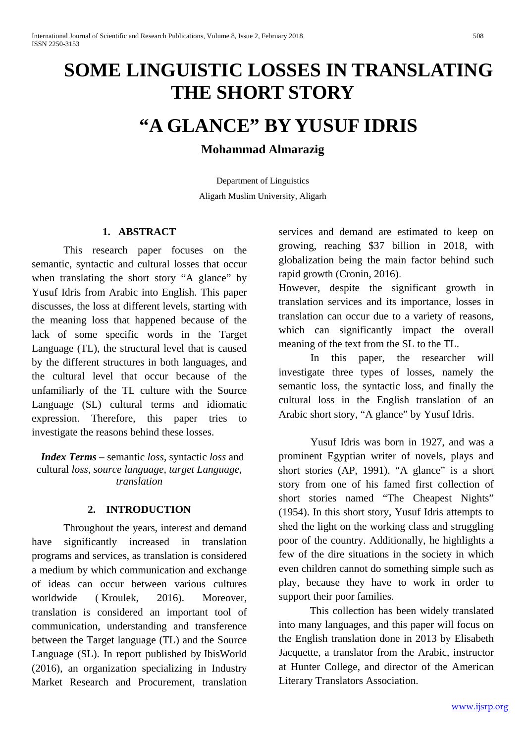# SOME LINGUISTIC LOSSES IN TRANSLATING THE SHORT STORY

# "A GLANCE" BY YUSUF IDRIS

**Mohammad Almarazig**

Department of Linguistics
Aligarh Muslim University, Aligarh

## 1. ABSTRACT

This research paper focuses on the semantic, syntactic and cultural losses that occur when translating the short story "A glance" by Yusuf Idris from Arabic into English. This paper discusses, the loss at different levels, starting with the meaning loss that happened because of the lack of some specific words in the Target Language (TL), the structural level that is caused by the different structures in both languages, and the cultural level that occur because of the unfamiliarly of the TL culture with the Source Language (SL) cultural terms and idiomatic expression. Therefore, this paper tries to investigate the reasons behind these losses.

***Index Terms –*** semantic *loss*, syntactic *loss* and cultural *loss, source language, target Language, translation*

## 2. INTRODUCTION

Throughout the years, interest and demand have significantly increased in translation programs and services, as translation is considered a medium by which communication and exchange of ideas can occur between various cultures worldwide ( Kroulek, 2016). Moreover, translation is considered an important tool of communication, understanding and transference between the Target language (TL) and the Source Language (SL). In report published by IbisWorld (2016), an organization specializing in Industry Market Research and Procurement, translation services and demand are estimated to keep on growing, reaching $37 billion in 2018, with globalization being the main factor behind such rapid growth (Cronin, 2016).

However, despite the significant growth in translation services and its importance, losses in translation can occur due to a variety of reasons, which can significantly impact the overall meaning of the text from the SL to the TL.

In this paper, the researcher will investigate three types of losses, namely the semantic loss, the syntactic loss, and finally the cultural loss in the English translation of an Arabic short story, "A glance" by Yusuf Idris.

Yusuf Idris was born in 1927, and was a prominent Egyptian writer of novels, plays and short stories (AP, 1991). "A glance" is a short story from one of his famed first collection of short stories named "The Cheapest Nights" (1954). In this short story, Yusuf Idris attempts to shed the light on the working class and struggling poor of the country. Additionally, he highlights a few of the dire situations in the society in which even children cannot do something simple such as play, because they have to work in order to support their poor families.

This collection has been widely translated into many languages, and this paper will focus on the English translation done in 2013 by Elisabeth Jacquette, a translator from the Arabic, instructor at Hunter College, and director of the American Literary Translators Association.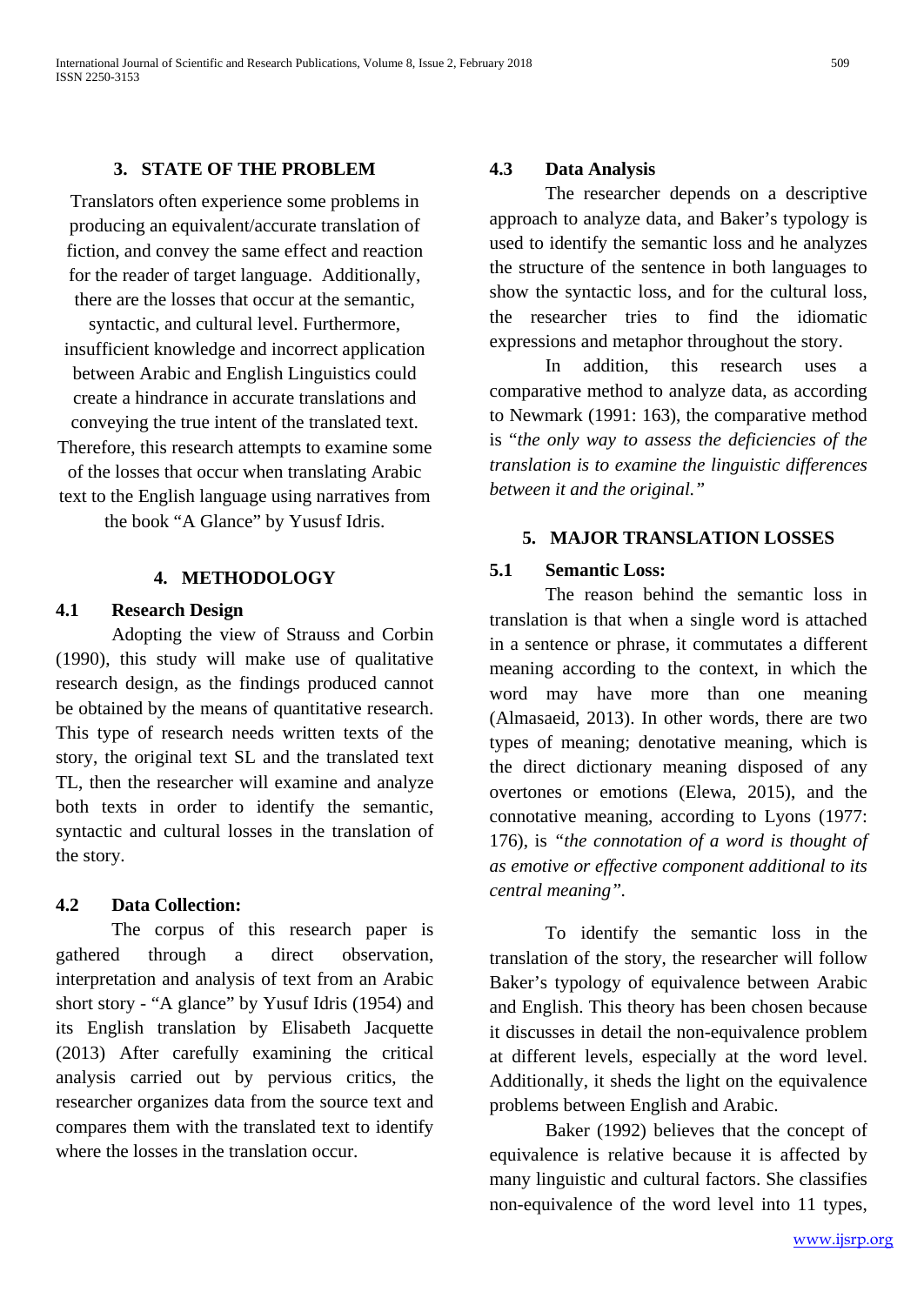## 3. STATE OF THE PROBLEM

Translators often experience some problems in producing an equivalent/accurate translation of fiction, and convey the same effect and reaction for the reader of target language. Additionally, there are the losses that occur at the semantic, syntactic, and cultural level. Furthermore, insufficient knowledge and incorrect application between Arabic and English Linguistics could create a hindrance in accurate translations and conveying the true intent of the translated text. Therefore, this research attempts to examine some of the losses that occur when translating Arabic text to the English language using narratives from the book "A Glance" by Yususf Idris.

## 4. METHODOLOGY

### 4.1 Research Design

Adopting the view of Strauss and Corbin (1990), this study will make use of qualitative research design, as the findings produced cannot be obtained by the means of quantitative research. This type of research needs written texts of the story, the original text SL and the translated text TL, then the researcher will examine and analyze both texts in order to identify the semantic, syntactic and cultural losses in the translation of the story.

### 4.2 Data Collection:

The corpus of this research paper is gathered through a direct observation, interpretation and analysis of text from an Arabic short story - "A glance" by Yusuf Idris (1954) and its English translation by Elisabeth Jacquette (2013) After carefully examining the critical analysis carried out by pervious critics, the researcher organizes data from the source text and compares them with the translated text to identify where the losses in the translation occur.

### 4.3 Data Analysis

The researcher depends on a descriptive approach to analyze data, and Baker's typology is used to identify the semantic loss and he analyzes the structure of the sentence in both languages to show the syntactic loss, and for the cultural loss, the researcher tries to find the idiomatic expressions and metaphor throughout the story.

In addition, this research uses a comparative method to analyze data, as according to Newmark (1991: 163), the comparative method is "*the only way to assess the deficiencies of the translation is to examine the linguistic differences between it and the original.*"

## 5. MAJOR TRANSLATION LOSSES

### 5.1 Semantic Loss:

The reason behind the semantic loss in translation is that when a single word is attached in a sentence or phrase, it commutates a different meaning according to the context, in which the word may have more than one meaning (Almasaeid, 2013). In other words, there are two types of meaning; denotative meaning, which is the direct dictionary meaning disposed of any overtones or emotions (Elewa, 2015), and the connotative meaning, according to Lyons (1977: 176), is *"the connotation of a word is thought of as emotive or effective component additional to its central meaning".*

To identify the semantic loss in the translation of the story, the researcher will follow Baker's typology of equivalence between Arabic and English. This theory has been chosen because it discusses in detail the non-equivalence problem at different levels, especially at the word level. Additionally, it sheds the light on the equivalence problems between English and Arabic.

Baker (1992) believes that the concept of equivalence is relative because it is affected by many linguistic and cultural factors. She classifies non-equivalence of the word level into 11 types,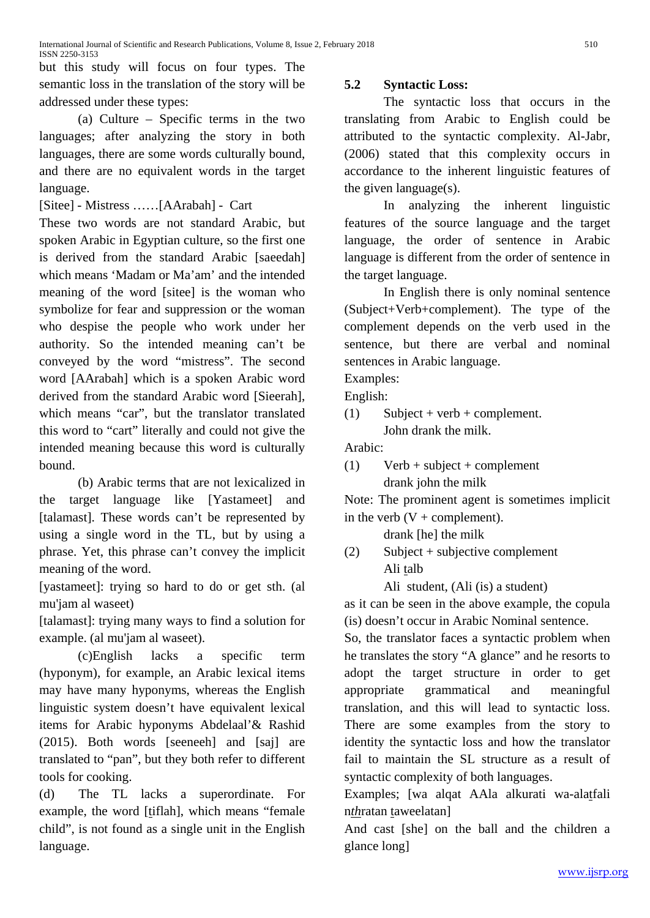but this study will focus on four types. The semantic loss in the translation of the story will be addressed under these types:

(a) Culture – Specific terms in the two languages; after analyzing the story in both languages, there are some words culturally bound, and there are no equivalent words in the target language.

[Sitee] - Mistress ……[AArabah] - Cart

These two words are not standard Arabic, but spoken Arabic in Egyptian culture, so the first one is derived from the standard Arabic [saeedah] which means 'Madam or Ma'am' and the intended meaning of the word [sitee] is the woman who symbolize for fear and suppression or the woman who despise the people who work under her authority. So the intended meaning can't be conveyed by the word "mistress". The second word [AArabah] which is a spoken Arabic word derived from the standard Arabic word [Sieerah], which means "car", but the translator translated this word to "cart" literally and could not give the intended meaning because this word is culturally bound.

(b) Arabic terms that are not lexicalized in the target language like [Yastameet] and [talamast]. These words can't be represented by using a single word in the TL, but by using a phrase. Yet, this phrase can't convey the implicit meaning of the word.

[yastameet]: trying so hard to do or get sth. (al mu'jam al waseet)

[talamast]: trying many ways to find a solution for example. (al mu'jam al waseet).

(c)English lacks a specific term (hyponym), for example, an Arabic lexical items may have many hyponyms, whereas the English linguistic system doesn't have equivalent lexical items for Arabic hyponyms Abdelaal'& Rashid (2015). Both words [seeneeh] and [saj] are translated to "pan", but they both refer to different tools for cooking.

(d) The TL lacks a superordinate. For example, the word [ṯiflah], which means "female child", is not found as a single unit in the English language.

### 5.2 Syntactic Loss:

The syntactic loss that occurs in the translating from Arabic to English could be attributed to the syntactic complexity. Al-Jabr, (2006) stated that this complexity occurs in accordance to the inherent linguistic features of the given language(s).

In analyzing the inherent linguistic features of the source language and the target language, the order of sentence in Arabic language is different from the order of sentence in the target language.

In English there is only nominal sentence (Subject+Verb+complement). The type of the complement depends on the verb used in the sentence, but there are verbal and nominal sentences in Arabic language.

Examples:

English:

(1) Subject + verb + complement.
John drank the milk.

Arabic:

(1) Verb + subject + complement
drank john the milk

Note: The prominent agent is sometimes implicit in the verb (V + complement).

drank [he] the milk

(2) Subject + subjective complement
Ali ṯalb
Ali student, (Ali (is) a student)

as it can be seen in the above example, the copula (is) doesn't occur in Arabic Nominal sentence.

So, the translator faces a syntactic problem when he translates the story "A glance" and he resorts to adopt the target structure in order to get appropriate grammatical and meaningful translation, and this will lead to syntactic loss. There are some examples from the story to identity the syntactic loss and how the translator fail to maintain the SL structure as a result of syntactic complexity of both languages.

Examples; [wa alqat AAla alkurati wa-alaṯfali n*th*ratan ṯaweelatan]

And cast [she] on the ball and the children a glance long]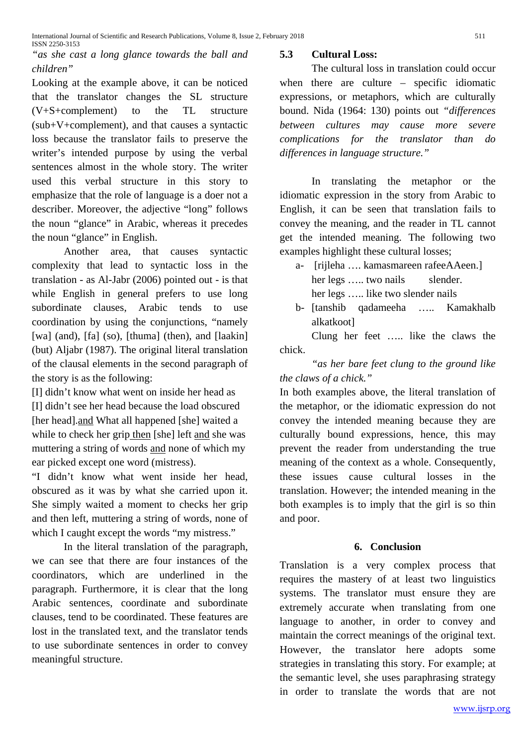*"as she cast a long glance towards the ball and children"*

Looking at the example above, it can be noticed that the translator changes the SL structure (V+S+complement) to the TL structure (sub+V+complement), and that causes a syntactic loss because the translator fails to preserve the writer's intended purpose by using the verbal sentences almost in the whole story. The writer used this verbal structure in this story to emphasize that the role of language is a doer not a describer. Moreover, the adjective "long" follows the noun "glance" in Arabic, whereas it precedes the noun "glance" in English.

Another area, that causes syntactic complexity that lead to syntactic loss in the translation - as Al-Jabr (2006) pointed out - is that while English in general prefers to use long subordinate clauses, Arabic tends to use coordination by using the conjunctions, "namely [wa] (and), [fa] (so), [thuma] (then), and [laakin] (but) Aljabr (1987). The original literal translation of the clausal elements in the second paragraph of the story is as the following:

[I] didn't know what went on inside her head as [I] didn't see her head because the load obscured [her head].<u>and</u> What all happened [she] waited a while to check her grip<u> then</u> [she] left <u>and</u> she was muttering a string of words <u>and</u> none of which my ear picked except one word (mistress).

"I didn't know what went inside her head, obscured as it was by what she carried upon it. She simply waited a moment to checks her grip and then left, muttering a string of words, none of which I caught except the words "my mistress."

In the literal translation of the paragraph, we can see that there are four instances of the coordinators, which are underlined in the paragraph. Furthermore, it is clear that the long Arabic sentences, coordinate and subordinate clauses, tend to be coordinated. These features are lost in the translated text, and the translator tends to use subordinate sentences in order to convey meaningful structure.

### 5.3 Cultural Loss:

The cultural loss in translation could occur when there are culture – specific idiomatic expressions, or metaphors, which are culturally bound. Nida (1964: 130) points out *"differences between cultures may cause more severe complications for the translator than do differences in language structure."*

In translating the metaphor or the idiomatic expression in the story from Arabic to English, it can be seen that translation fails to convey the meaning, and the reader in TL cannot get the intended meaning. The following two examples highlight these cultural losses;

a- [rijleha …. kamasmareen rafeeAAeen.]
her legs ….. two nails slender.
her legs ….. like two slender nails

b- [tanshib qadameeha ….. Kamakhalb alkatkoot]
Clung her feet ….. like the claws the chick.

*"as her bare feet clung to the ground like the claws of a chick."*

In both examples above, the literal translation of the metaphor, or the idiomatic expression do not convey the intended meaning because they are culturally bound expressions, hence, this may prevent the reader from understanding the true meaning of the context as a whole. Consequently, these issues cause cultural losses in the translation. However; the intended meaning in the both examples is to imply that the girl is so thin and poor.

## 6. Conclusion

Translation is a very complex process that requires the mastery of at least two linguistics systems. The translator must ensure they are extremely accurate when translating from one language to another, in order to convey and maintain the correct meanings of the original text. However, the translator here adopts some strategies in translating this story. For example; at the semantic level, she uses paraphrasing strategy in order to translate the words that are not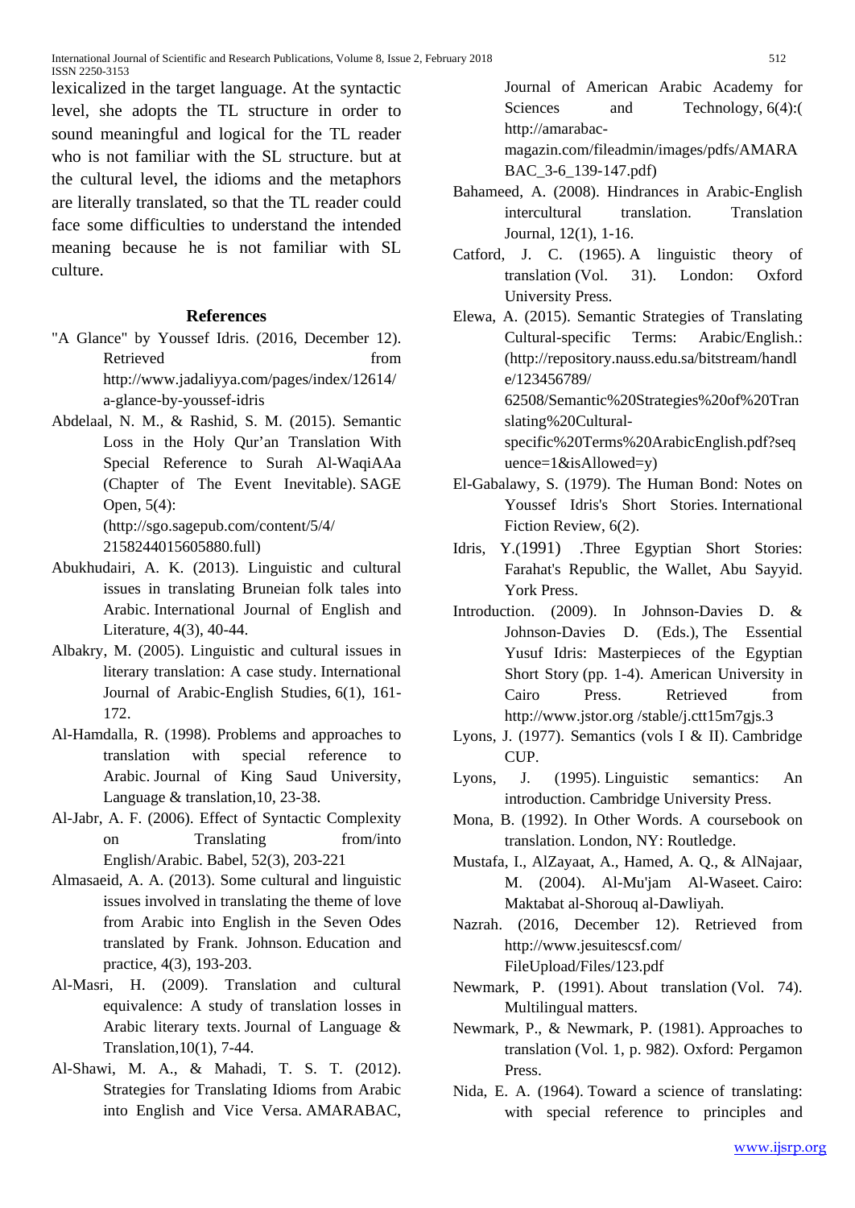lexicalized in the target language. At the syntactic level, she adopts the TL structure in order to sound meaningful and logical for the TL reader who is not familiar with the SL structure. but at the cultural level, the idioms and the metaphors are literally translated, so that the TL reader could face some difficulties to understand the intended meaning because he is not familiar with SL culture.

## References

"A Glance" by Youssef Idris. (2016, December 12). Retrieved from http://www.jadaliyya.com/pages/index/12614/a-glance-by-youssef-idris

Abdelaal, N. M., & Rashid, S. M. (2015). Semantic Loss in the Holy Qur'an Translation With Special Reference to Surah Al-WaqiAAa (Chapter of The Event Inevitable). SAGE Open, 5(4): (http://sgo.sagepub.com/content/5/4/2158244015605880.full)

Abukhudairi, A. K. (2013). Linguistic and cultural issues in translating Bruneian folk tales into Arabic. International Journal of English and Literature, 4(3), 40-44.

Albakry, M. (2005). Linguistic and cultural issues in literary translation: A case study. International Journal of Arabic-English Studies, 6(1), 161-172.

Al-Hamdalla, R. (1998). Problems and approaches to translation with special reference to Arabic. Journal of King Saud University, Language & translation,10, 23-38.

Al-Jabr, A. F. (2006). Effect of Syntactic Complexity on Translating from/into English/Arabic. Babel, 52(3), 203-221

Almasaeid, A. A. (2013). Some cultural and linguistic issues involved in translating the theme of love from Arabic into English in the Seven Odes translated by Frank. Johnson. Education and practice, 4(3), 193-203.

Al-Masri, H. (2009). Translation and cultural equivalence: A study of translation losses in Arabic literary texts. Journal of Language & Translation,10(1), 7-44.

Al-Shawi, M. A., & Mahadi, T. S. T. (2012). Strategies for Translating Idioms from Arabic into English and Vice Versa. AMARABAC, Journal of American Arabic Academy for Sciences and Technology, 6(4):( http://amarabac-magazin.com/fileadmin/images/pdfs/AMARABAC_3-6_139-147.pdf)

Bahameed, A. (2008). Hindrances in Arabic-English intercultural translation. Translation Journal, 12(1), 1-16.

Catford, J. C. (1965). A linguistic theory of translation (Vol. 31). London: Oxford University Press.

Elewa, A. (2015). Semantic Strategies of Translating Cultural-specific Terms: Arabic/English.: (http://repository.nauss.edu.sa/bitstream/handle/123456789/62508/Semantic%20Strategies%20of%20Translating%20Cultural-specific%20Terms%20ArabicEnglish.pdf?sequence=1&isAllowed=y)

El-Gabalawy, S. (1979). The Human Bond: Notes on Youssef Idris's Short Stories. International Fiction Review, 6(2).

Idris, Y.(1991) .Three Egyptian Short Stories: Farahat's Republic, the Wallet, Abu Sayyid. York Press.

Introduction. (2009). In Johnson-Davies D. & Johnson-Davies D. (Eds.), The Essential Yusuf Idris: Masterpieces of the Egyptian Short Story (pp. 1-4). American University in Cairo Press. Retrieved from http://www.jstor.org /stable/j.ctt15m7gjs.3

Lyons, J. (1977). Semantics (vols I & II). Cambridge CUP.

Lyons, J. (1995). Linguistic semantics: An introduction. Cambridge University Press.

Mona, B. (1992). In Other Words. A coursebook on translation. London, NY: Routledge.

Mustafa, I., AlZayaat, A., Hamed, A. Q., & AlNajaar, M. (2004). Al-Mu'jam Al-Waseet. Cairo: Maktabat al-Shorouq al-Dawliyah.

Nazrah. (2016, December 12). Retrieved from http://www.jesuitescsf.com/FileUpload/Files/123.pdf

Newmark, P. (1991). About translation (Vol. 74). Multilingual matters.

Newmark, P., & Newmark, P. (1981). Approaches to translation (Vol. 1, p. 982). Oxford: Pergamon Press.

Nida, E. A. (1964). Toward a science of translating: with special reference to principles and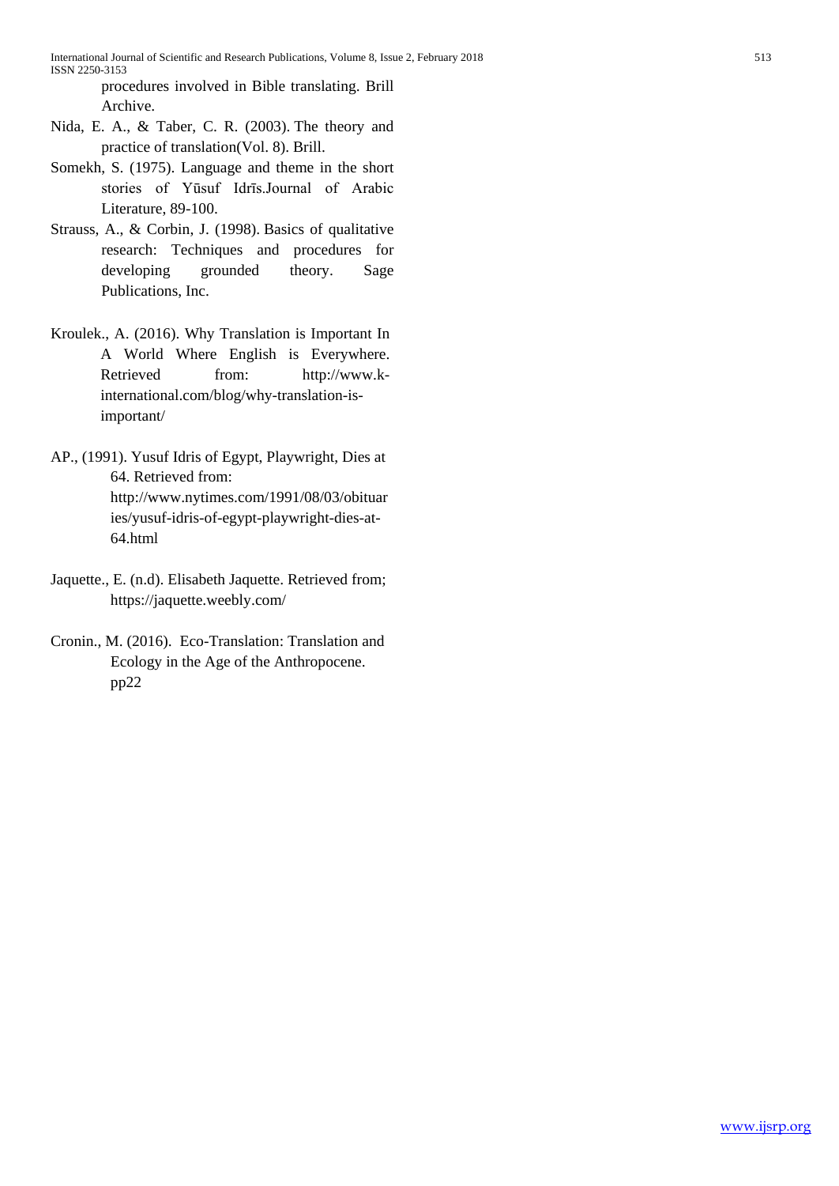procedures involved in Bible translating. Brill Archive.

Nida, E. A., & Taber, C. R. (2003). The theory and practice of translation(Vol. 8). Brill.

Somekh, S. (1975). Language and theme in the short stories of Yūsuf Idrīs.Journal of Arabic Literature, 89-100.

Strauss, A., & Corbin, J. (1998). Basics of qualitative research: Techniques and procedures for developing grounded theory. Sage Publications, Inc.

Kroulek., A. (2016). Why Translation is Important In A World Where English is Everywhere. Retrieved from: http://www.k-international.com/blog/why-translation-is-important/

AP., (1991). Yusuf Idris of Egypt, Playwright, Dies at 64. Retrieved from: http://www.nytimes.com/1991/08/03/obituaries/yusuf-idris-of-egypt-playwright-dies-at-64.html

Jaquette., E. (n.d). Elisabeth Jaquette. Retrieved from; https://jaquette.weebly.com/

Cronin., M. (2016). Eco-Translation: Translation and Ecology in the Age of the Anthropocene. pp22